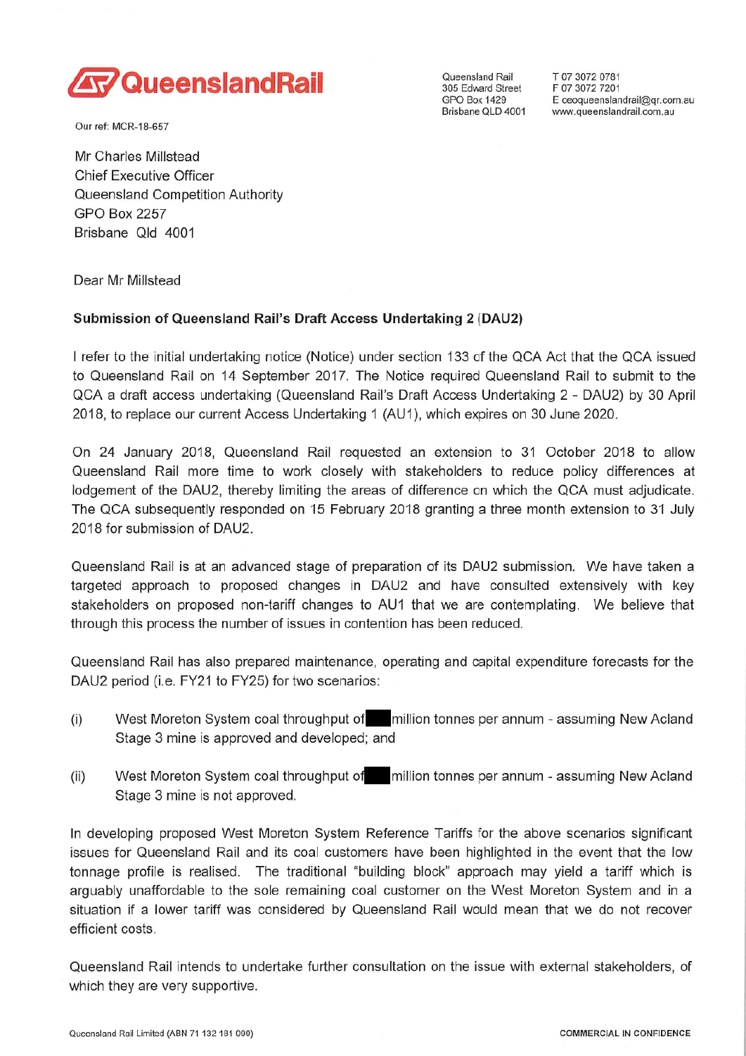**QueenslandRail**

Queensland Rail
305 Edward Street
GPO Box 1429
Brisbane QLD 4001

T 07 3072 0781
F 07 3072 7201
E ceoqueenslandrail@qr.com.au
www.queenslandrail.com.au

Our ref: MCR-18-657

Mr Charles Millstead
Chief Executive Officer
Queensland Competition Authority
GPO Box 2257
Brisbane Qld 4001

Dear Mr Millstead

**Submission of Queensland Rail's Draft Access Undertaking 2 (DAU2)**

I refer to the initial undertaking notice (Notice) under section 133 of the QCA Act that the QCA issued to Queensland Rail on 14 September 2017. The Notice required Queensland Rail to submit to the QCA a draft access undertaking (Queensland Rail's Draft Access Undertaking 2 - DAU2) by 30 April 2018, to replace our current Access Undertaking 1 (AU1), which expires on 30 June 2020.

On 24 January 2018, Queensland Rail requested an extension to 31 October 2018 to allow Queensland Rail more time to work closely with stakeholders to reduce policy differences at lodgement of the DAU2, thereby limiting the areas of difference on which the QCA must adjudicate. The QCA subsequently responded on 15 February 2018 granting a three month extension to 31 July 2018 for submission of DAU2.

Queensland Rail is at an advanced stage of preparation of its DAU2 submission. We have taken a targeted approach to proposed changes in DAU2 and have consulted extensively with key stakeholders on proposed non-tariff changes to AU1 that we are contemplating. We believe that through this process the number of issues in contention has been reduced.

Queensland Rail has also prepared maintenance, operating and capital expenditure forecasts for the DAU2 period (i.e. FY21 to FY25) for two scenarios:

(i) West Moreton System coal throughput of ███ million tonnes per annum - assuming New Acland Stage 3 mine is approved and developed; and

(ii) West Moreton System coal throughput of ███ million tonnes per annum - assuming New Acland Stage 3 mine is not approved.

In developing proposed West Moreton System Reference Tariffs for the above scenarios significant issues for Queensland Rail and its coal customers have been highlighted in the event that the low tonnage profile is realised. The traditional "building block" approach may yield a tariff which is arguably unaffordable to the sole remaining coal customer on the West Moreton System and in a situation if a lower tariff was considered by Queensland Rail would mean that we do not recover efficient costs.

Queensland Rail intends to undertake further consultation on the issue with external stakeholders, of which they are very supportive.

Queensland Rail Limited (ABN 71 132 181 090) COMMERCIAL IN CONFIDENCE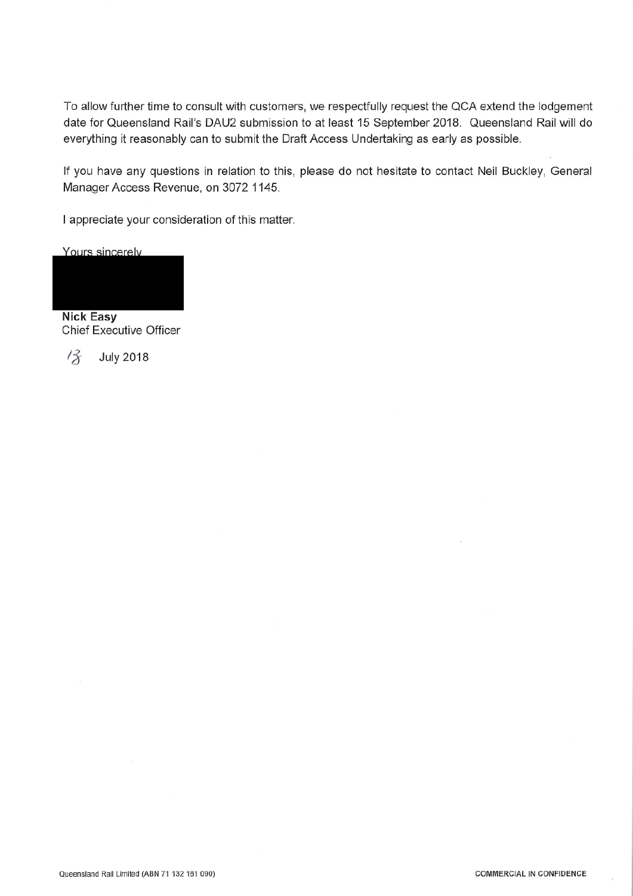To allow further time to consult with customers, we respectfully request the QCA extend the lodgement date for Queensland Rail's DAU2 submission to at least 15 September 2018. Queensland Rail will do everything it reasonably can to submit the Draft Access Undertaking as early as possible.

If you have any questions in relation to this, please do not hesitate to contact Neil Buckley, General Manager Access Revenue, on 3072 1145.

I appreciate your consideration of this matter.

Yours sincerely

**Nick Easy**
Chief Executive Officer

13 July 2018

Queensland Rail Limited (ABN 71 132 181 090)

**COMMERCIAL IN CONFIDENCE**